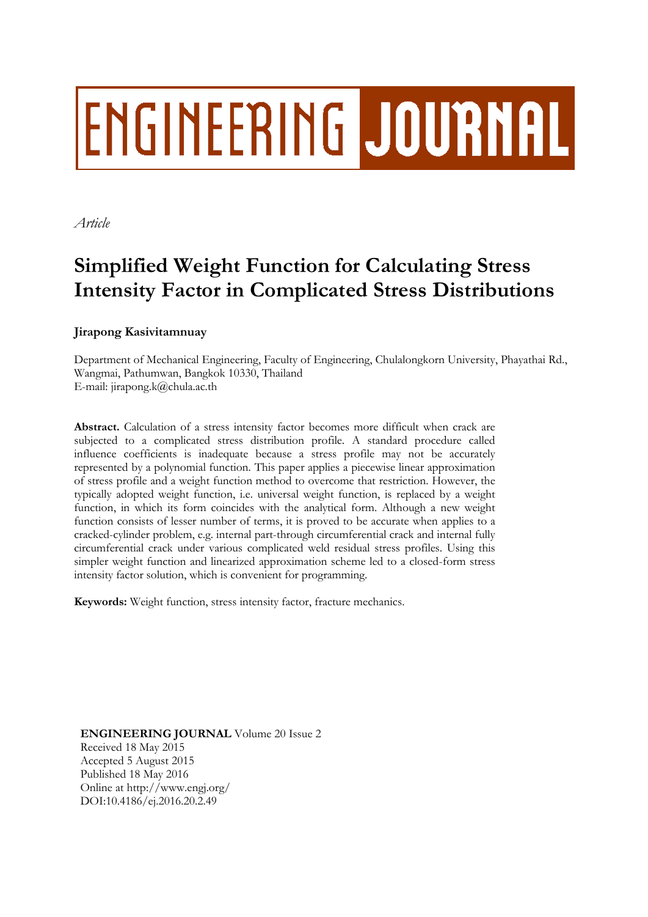# ENGINEERING JOURNAL

*Article*

# Simplified Weight Function for Calculating Stress Intensity Factor in Complicated Stress Distributions

**Jirapong Kasivitamnuay**

Department of Mechanical Engineering, Faculty of Engineering, Chulalongkorn University, Phayathai Rd., Wangmai, Pathumwan, Bangkok 10330, Thailand
E-mail: jirapong.k@chula.ac.th

**Abstract.** Calculation of a stress intensity factor becomes more difficult when crack are subjected to a complicated stress distribution profile. A standard procedure called influence coefficients is inadequate because a stress profile may not be accurately represented by a polynomial function. This paper applies a piecewise linear approximation of stress profile and a weight function method to overcome that restriction. However, the typically adopted weight function, i.e. universal weight function, is replaced by a weight function, in which its form coincides with the analytical form. Although a new weight function consists of lesser number of terms, it is proved to be accurate when applies to a cracked-cylinder problem, e.g. internal part-through circumferential crack and internal fully circumferential crack under various complicated weld residual stress profiles. Using this simpler weight function and linearized approximation scheme led to a closed-form stress intensity factor solution, which is convenient for programming.

**Keywords:** Weight function, stress intensity factor, fracture mechanics.

**ENGINEERING JOURNAL** Volume 20 Issue 2
Received 18 May 2015
Accepted 5 August 2015
Published 18 May 2016
Online at http://www.engj.org/
DOI:10.4186/ej.2016.20.2.49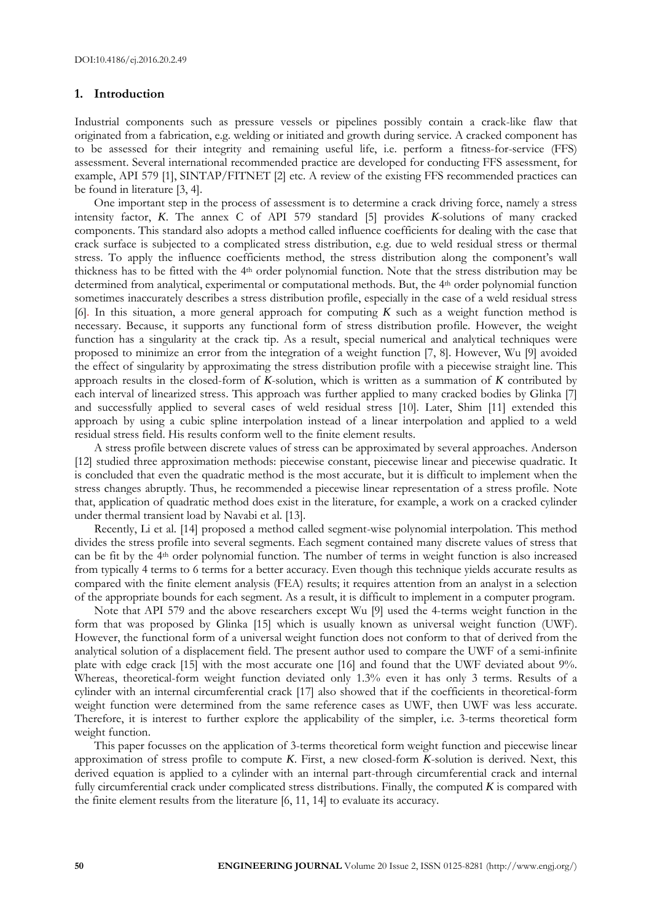## 1. Introduction

Industrial components such as pressure vessels or pipelines possibly contain a crack-like flaw that originated from a fabrication, e.g. welding or initiated and growth during service. A cracked component has to be assessed for their integrity and remaining useful life, i.e. perform a fitness-for-service (FFS) assessment. Several international recommended practice are developed for conducting FFS assessment, for example, API 579 [1], SINTAP/FITNET [2] etc. A review of the existing FFS recommended practices can be found in literature [3, 4].

One important step in the process of assessment is to determine a crack driving force, namely a stress intensity factor, *K*. The annex C of API 579 standard [5] provides *K*-solutions of many cracked components. This standard also adopts a method called influence coefficients for dealing with the case that crack surface is subjected to a complicated stress distribution, e.g. due to weld residual stress or thermal stress. To apply the influence coefficients method, the stress distribution along the component's wall thickness has to be fitted with the 4th order polynomial function. Note that the stress distribution may be determined from analytical, experimental or computational methods. But, the 4th order polynomial function sometimes inaccurately describes a stress distribution profile, especially in the case of a weld residual stress [6]. In this situation, a more general approach for computing *K* such as a weight function method is necessary. Because, it supports any functional form of stress distribution profile. However, the weight function has a singularity at the crack tip. As a result, special numerical and analytical techniques were proposed to minimize an error from the integration of a weight function [7, 8]. However, Wu [9] avoided the effect of singularity by approximating the stress distribution profile with a piecewise straight line. This approach results in the closed-form of *K*-solution, which is written as a summation of *K* contributed by each interval of linearized stress. This approach was further applied to many cracked bodies by Glinka [7] and successfully applied to several cases of weld residual stress [10]. Later, Shim [11] extended this approach by using a cubic spline interpolation instead of a linear interpolation and applied to a weld residual stress field. His results conform well to the finite element results.

A stress profile between discrete values of stress can be approximated by several approaches. Anderson [12] studied three approximation methods: piecewise constant, piecewise linear and piecewise quadratic. It is concluded that even the quadratic method is the most accurate, but it is difficult to implement when the stress changes abruptly. Thus, he recommended a piecewise linear representation of a stress profile. Note that, application of quadratic method does exist in the literature, for example, a work on a cracked cylinder under thermal transient load by Navabi et al. [13].

Recently, Li et al. [14] proposed a method called segment-wise polynomial interpolation. This method divides the stress profile into several segments. Each segment contained many discrete values of stress that can be fit by the 4th order polynomial function. The number of terms in weight function is also increased from typically 4 terms to 6 terms for a better accuracy. Even though this technique yields accurate results as compared with the finite element analysis (FEA) results; it requires attention from an analyst in a selection of the appropriate bounds for each segment. As a result, it is difficult to implement in a computer program.

Note that API 579 and the above researchers except Wu [9] used the 4-terms weight function in the form that was proposed by Glinka [15] which is usually known as universal weight function (UWF). However, the functional form of a universal weight function does not conform to that of derived from the analytical solution of a displacement field. The present author used to compare the UWF of a semi-infinite plate with edge crack [15] with the most accurate one [16] and found that the UWF deviated about 9%. Whereas, theoretical-form weight function deviated only 1.3% even it has only 3 terms. Results of a cylinder with an internal circumferential crack [17] also showed that if the coefficients in theoretical-form weight function were determined from the same reference cases as UWF, then UWF was less accurate. Therefore, it is interest to further explore the applicability of the simpler, i.e. 3-terms theoretical form weight function.

This paper focusses on the application of 3-terms theoretical form weight function and piecewise linear approximation of stress profile to compute *K*. First, a new closed-form *K*-solution is derived. Next, this derived equation is applied to a cylinder with an internal part-through circumferential crack and internal fully circumferential crack under complicated stress distributions. Finally, the computed *K* is compared with the finite element results from the literature [6, 11, 14] to evaluate its accuracy.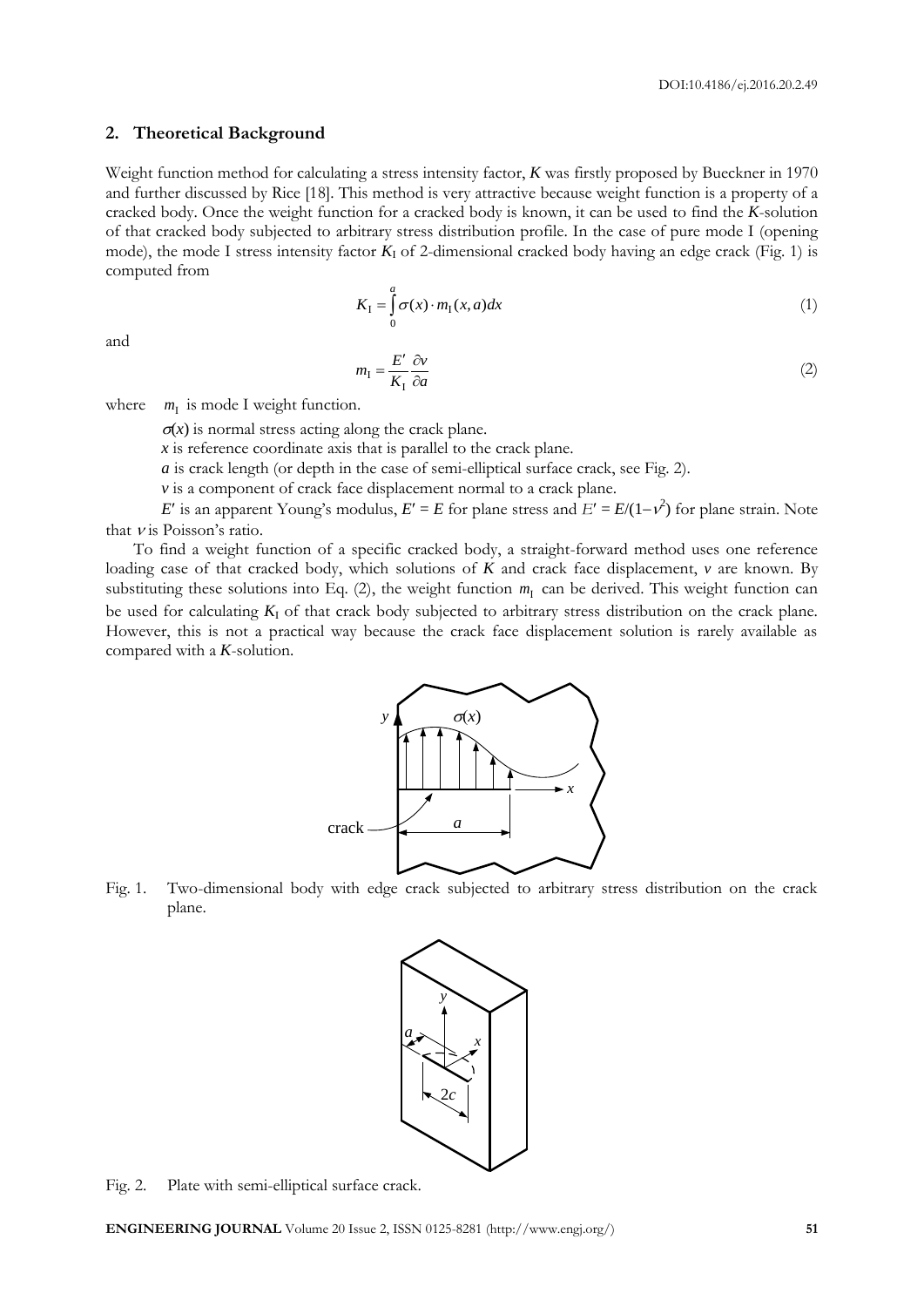## 2. Theoretical Background

Weight function method for calculating a stress intensity factor, $K$ was firstly proposed by Bueckner in 1970 and further discussed by Rice [18]. This method is very attractive because weight function is a property of a cracked body. Once the weight function for a cracked body is known, it can be used to find the $K$-solution of that cracked body subjected to arbitrary stress distribution profile. In the case of pure mode I (opening mode), the mode I stress intensity factor $K_I$ of 2-dimensional cracked body having an edge crack (Fig. 1) is computed from

$$K_I = \int_0^a \sigma(x) \cdot m_I(x, a) dx \tag{1}$$

and

$$m_I = \frac{E'}{K_I} \frac{\partial v}{\partial a} \tag{2}$$

where $m_I$ is mode I weight function.

$\sigma(x)$ is normal stress acting along the crack plane.

$x$ is reference coordinate axis that is parallel to the crack plane.

$a$ is crack length (or depth in the case of semi-elliptical surface crack, see Fig. 2).

$v$ is a component of crack face displacement normal to a crack plane.

$E'$ is an apparent Young's modulus, $E' = E$ for plane stress and $E' = E/(1-\nu^2)$ for plane strain. Note that $\nu$ is Poisson's ratio.

To find a weight function of a specific cracked body, a straight-forward method uses one reference loading case of that cracked body, which solutions of $K$ and crack face displacement, $v$ are known. By substituting these solutions into Eq. (2), the weight function $m_I$ can be derived. This weight function can be used for calculating $K_I$ of that crack body subjected to arbitrary stress distribution on the crack plane. However, this is not a practical way because the crack face displacement solution is rarely available as compared with a $K$-solution.

Fig. 1. Two-dimensional body with edge crack subjected to arbitrary stress distribution on the crack plane.

Fig. 2. Plate with semi-elliptical surface crack.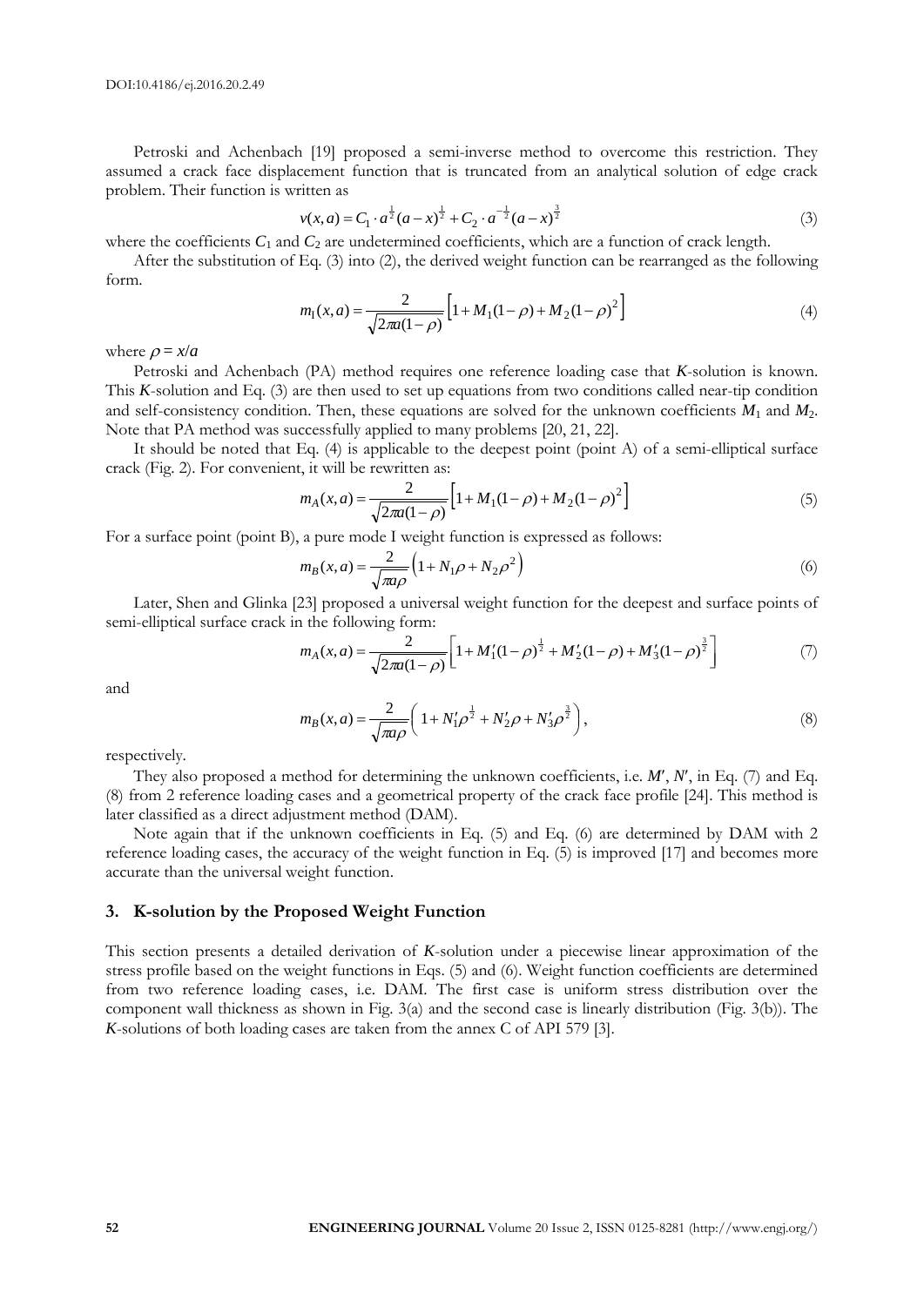Petroski and Achenbach [19] proposed a semi-inverse method to overcome this restriction. They assumed a crack face displacement function that is truncated from an analytical solution of edge crack problem. Their function is written as

$$v(x,a) = C_1 \cdot a^{\frac{1}{2}}(a-x)^{\frac{1}{2}} + C_2 \cdot a^{-\frac{1}{2}}(a-x)^{\frac{3}{2}} \tag{3}$$

where the coefficients $C_1$ and $C_2$ are undetermined coefficients, which are a function of crack length.

After the substitution of Eq. (3) into (2), the derived weight function can be rearranged as the following form.

$$m_{\mathrm{I}}(x,a) = \frac{2}{\sqrt{2\pi a(1-\rho)}}\left[1 + M_1(1-\rho) + M_2(1-\rho)^2\right] \tag{4}$$

where $\rho = x/a$

Petroski and Achenbach (PA) method requires one reference loading case that *K*-solution is known. This *K*-solution and Eq. (3) are then used to set up equations from two conditions called near-tip condition and self-consistency condition. Then, these equations are solved for the unknown coefficients $M_1$ and $M_2$. Note that PA method was successfully applied to many problems [20, 21, 22].

It should be noted that Eq. (4) is applicable to the deepest point (point A) of a semi-elliptical surface crack (Fig. 2). For convenient, it will be rewritten as:

$$m_A(x,a) = \frac{2}{\sqrt{2\pi a(1-\rho)}}\left[1 + M_1(1-\rho) + M_2(1-\rho)^2\right] \tag{5}$$

For a surface point (point B), a pure mode I weight function is expressed as follows:

$$m_B(x,a) = \frac{2}{\sqrt{\pi a\rho}}\left(1 + N_1\rho + N_2\rho^2\right) \tag{6}$$

Later, Shen and Glinka [23] proposed a universal weight function for the deepest and surface points of semi-elliptical surface crack in the following form:

$$m_A(x,a) = \frac{2}{\sqrt{2\pi a(1-\rho)}}\left[1 + M_1'(1-\rho)^{\frac{1}{2}} + M_2'(1-\rho) + M_3'(1-\rho)^{\frac{3}{2}}\right] \tag{7}$$

and

$$m_B(x,a) = \frac{2}{\sqrt{\pi a\rho}}\left(1 + N_1'\rho^{\frac{1}{2}} + N_2'\rho + N_3'\rho^{\frac{3}{2}}\right), \tag{8}$$

respectively.

They also proposed a method for determining the unknown coefficients, i.e. $M'$, $N'$, in Eq. (7) and Eq. (8) from 2 reference loading cases and a geometrical property of the crack face profile [24]. This method is later classified as a direct adjustment method (DAM).

Note again that if the unknown coefficients in Eq. (5) and Eq. (6) are determined by DAM with 2 reference loading cases, the accuracy of the weight function in Eq. (5) is improved [17] and becomes more accurate than the universal weight function.

## 3. K-solution by the Proposed Weight Function

This section presents a detailed derivation of *K*-solution under a piecewise linear approximation of the stress profile based on the weight functions in Eqs. (5) and (6). Weight function coefficients are determined from two reference loading cases, i.e. DAM. The first case is uniform stress distribution over the component wall thickness as shown in Fig. 3(a) and the second case is linearly distribution (Fig. 3(b)). The *K*-solutions of both loading cases are taken from the annex C of API 579 [3].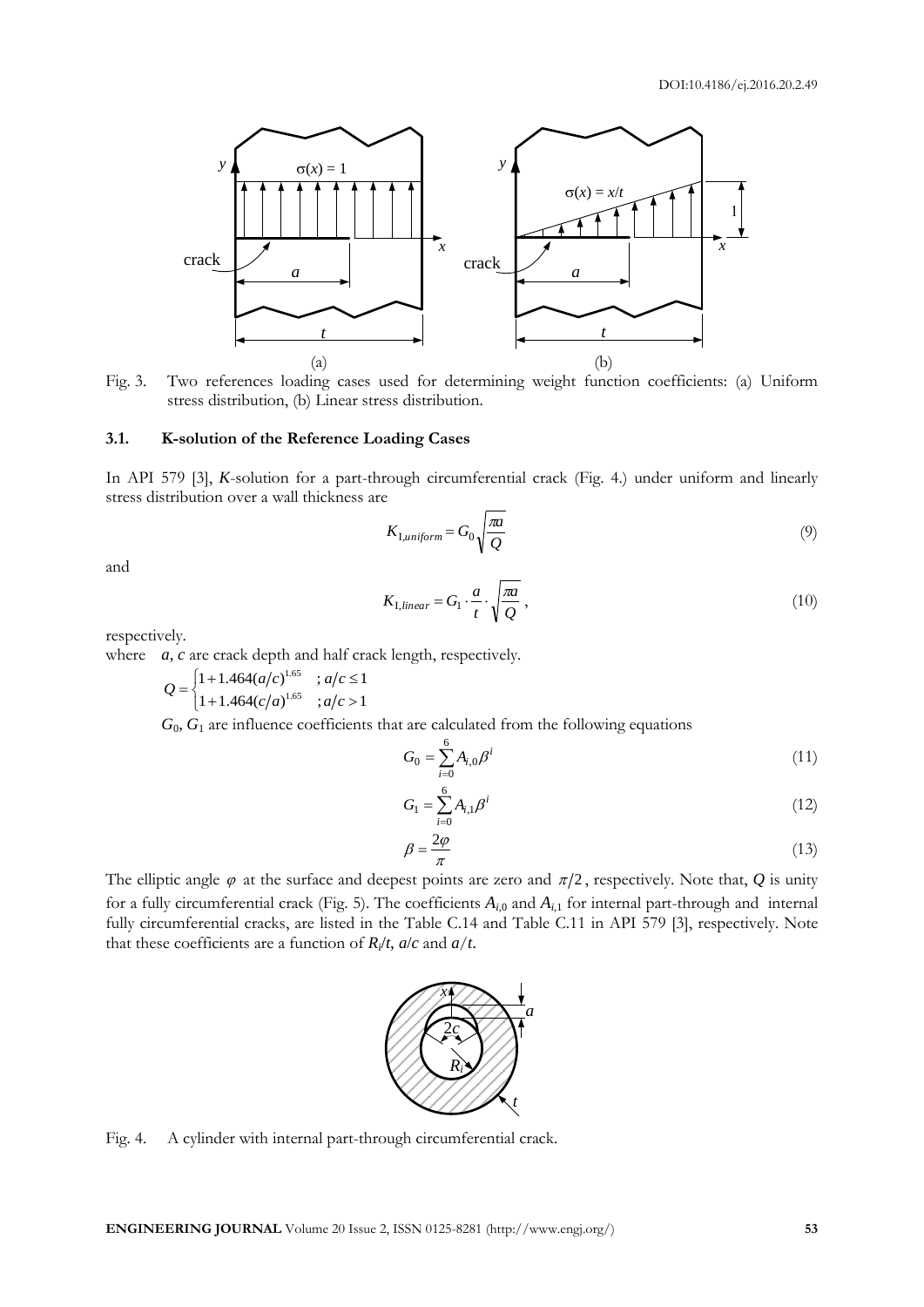Fig. 3. Two references loading cases used for determining weight function coefficients: (a) Uniform stress distribution, (b) Linear stress distribution.

### 3.1. K-solution of the Reference Loading Cases

In API 579 [3], *K*-solution for a part-through circumferential crack (Fig. 4.) under uniform and linearly stress distribution over a wall thickness are

$$K_{1,uniform} = G_0 \sqrt{\frac{\pi a}{Q}} \tag{9}$$

and

$$K_{1,linear} = G_1 \cdot \frac{a}{t} \cdot \sqrt{\frac{\pi a}{Q}}, \tag{10}$$

respectively.

where $a$, $c$ are crack depth and half crack length, respectively.

$$Q = \begin{cases} 1 + 1.464(a/c)^{1.65} & ; a/c \le 1 \\ 1 + 1.464(c/a)^{1.65} & ; a/c > 1 \end{cases}$$

$G_0$, $G_1$ are influence coefficients that are calculated from the following equations

$$G_0 = \sum_{i=0}^{6} A_{i,0} \beta^i \tag{11}$$

$$G_1 = \sum_{i=0}^{6} A_{i,1} \beta^i \tag{12}$$

$$\beta = \frac{2\varphi}{\pi} \tag{13}$$

The elliptic angle $\varphi$ at the surface and deepest points are zero and $\pi/2$, respectively. Note that, $Q$ is unity for a fully circumferential crack (Fig. 5). The coefficients $A_{i,0}$ and $A_{i,1}$ for internal part-through and internal fully circumferential cracks, are listed in the Table C.14 and Table C.11 in API 579 [3], respectively. Note that these coefficients are a function of $R_i/t$, $a/c$ and $a/t$.

Fig. 4. A cylinder with internal part-through circumferential crack.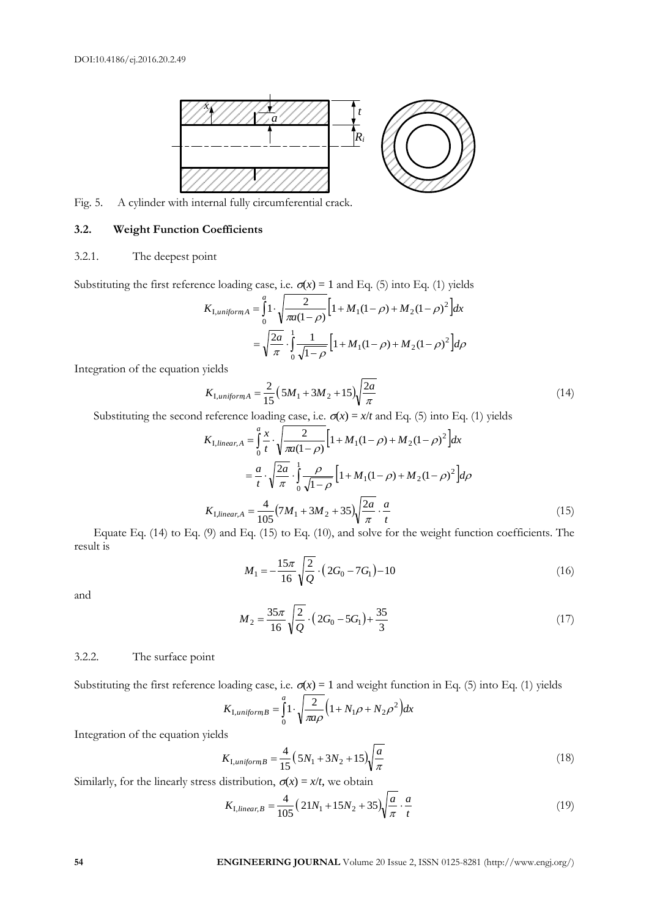Fig. 5. A cylinder with internal fully circumferential crack.

### 3.2. Weight Function Coefficients

#### 3.2.1. The deepest point

Substituting the first reference loading case, i.e. $\sigma(x) = 1$ and Eq. (5) into Eq. (1) yields

$$K_{\text{I},uniform,A} = \int_0^a 1 \cdot \sqrt{\frac{2}{\pi a(1-\rho)}} \left[1 + M_1(1-\rho) + M_2(1-\rho)^2\right] dx$$

$$= \sqrt{\frac{2a}{\pi}} \cdot \int_0^1 \frac{1}{\sqrt{1-\rho}} \left[1 + M_1(1-\rho) + M_2(1-\rho)^2\right] d\rho$$

Integration of the equation yields

$$K_{\text{I},uniform,A} = \frac{2}{15}\left(5M_1 + 3M_2 + 15\right)\sqrt{\frac{2a}{\pi}} \tag{14}$$

Substituting the second reference loading case, i.e. $\sigma(x) = x/t$ and Eq. (5) into Eq. (1) yields

$$K_{\text{I},linear,A} = \int_0^a \frac{x}{t} \cdot \sqrt{\frac{2}{\pi a(1-\rho)}} \left[1 + M_1(1-\rho) + M_2(1-\rho)^2\right] dx$$

$$= \frac{a}{t} \cdot \sqrt{\frac{2a}{\pi}} \cdot \int_0^1 \frac{\rho}{\sqrt{1-\rho}} \left[1 + M_1(1-\rho) + M_2(1-\rho)^2\right] d\rho$$

$$K_{\text{I},linear,A} = \frac{4}{105}\left(7M_1 + 3M_2 + 35\right)\sqrt{\frac{2a}{\pi}} \cdot \frac{a}{t} \tag{15}$$

Equate Eq. (14) to Eq. (9) and Eq. (15) to Eq. (10), and solve for the weight function coefficients. The result is

$$M_1 = -\frac{15\pi}{16}\sqrt{\frac{2}{Q}} \cdot \left(2G_0 - 7G_1\right) - 10 \tag{16}$$

and

$$M_2 = \frac{35\pi}{16}\sqrt{\frac{2}{Q}} \cdot \left(2G_0 - 5G_1\right) + \frac{35}{3} \tag{17}$$

#### 3.2.2. The surface point

Substituting the first reference loading case, i.e. $\sigma(x) = 1$ and weight function in Eq. (5) into Eq. (1) yields

$$K_{\text{I},uniform,B} = \int_0^a 1 \cdot \sqrt{\frac{2}{\pi a \rho}} \left(1 + N_1\rho + N_2\rho^2\right) dx$$

Integration of the equation yields

$$K_{\text{I},uniform,B} = \frac{4}{15}\left(5N_1 + 3N_2 + 15\right)\sqrt{\frac{a}{\pi}} \tag{18}$$

Similarly, for the linearly stress distribution, $\sigma(x) = x/t$, we obtain

$$K_{\text{I},linear,B} = \frac{4}{105}\left(21N_1 + 15N_2 + 35\right)\sqrt{\frac{a}{\pi}} \cdot \frac{a}{t} \tag{19}$$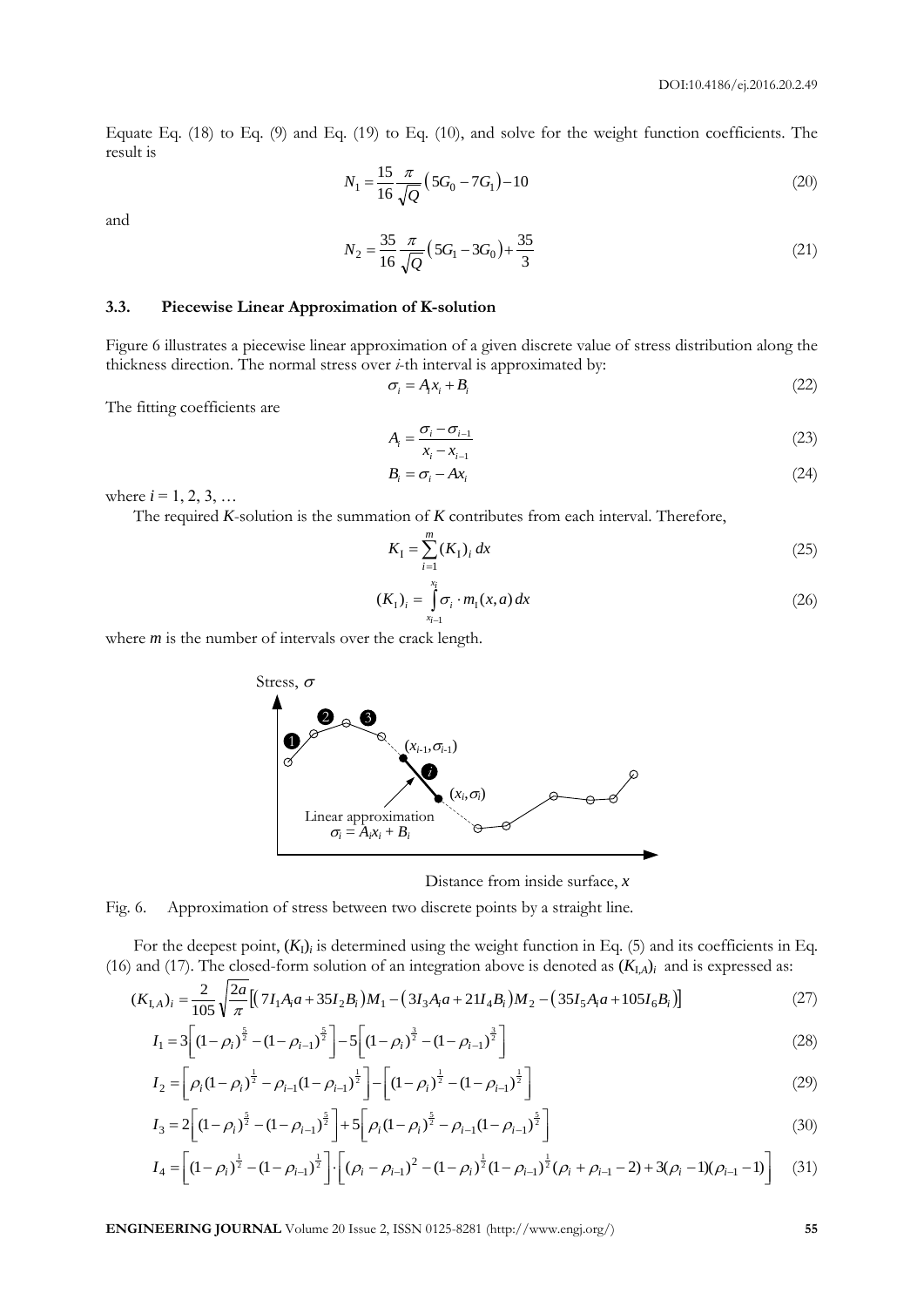Equate Eq. (18) to Eq. (9) and Eq. (19) to Eq. (10), and solve for the weight function coefficients. The result is

$$N_1 = \frac{15}{16}\frac{\pi}{\sqrt{Q}}\left(5G_0 - 7G_1\right) - 10 \tag{20}$$

and

$$N_2 = \frac{35}{16}\frac{\pi}{\sqrt{Q}}\left(5G_1 - 3G_0\right) + \frac{35}{3} \tag{21}$$

### 3.3. Piecewise Linear Approximation of K-solution

Figure 6 illustrates a piecewise linear approximation of a given discrete value of stress distribution along the thickness direction. The normal stress over $i$-th interval is approximated by:

$$\sigma_i = A_i x_i + B_i \tag{22}$$

The fitting coefficients are

$$A_i = \frac{\sigma_i - \sigma_{i-1}}{x_i - x_{i-1}} \tag{23}$$

$$B_i = \sigma_i - A x_i \tag{24}$$

where $i = 1, 2, 3, \ldots$

The required $K$-solution is the summation of $K$ contributes from each interval. Therefore,

$$K_{\mathrm{I}} = \sum_{i=1}^{m} (K_1)_i \, dx \tag{25}$$

$$(K_1)_i = \int_{x_{i-1}}^{x_i} \sigma_i \cdot m_1(x,a)\, dx \tag{26}$$

where $m$ is the number of intervals over the crack length.

Fig. 6. Approximation of stress between two discrete points by a straight line.

For the deepest point, $(K_{\mathrm{I}})_i$ is determined using the weight function in Eq. (5) and its coefficients in Eq. (16) and (17). The closed-form solution of an integration above is denoted as $(K_{\mathrm{I},A})_i$ and is expressed as:

$$(K_{\mathrm{I},A})_i = \frac{2}{105}\sqrt{\frac{2a}{\pi}}\left[\left(7I_1 A_i a + 35 I_2 B_i\right)M_1 - \left(3I_3 A_i a + 21 I_4 B_i\right)M_2 - \left(35 I_5 A_i a + 105 I_6 B_i\right)\right] \tag{27}$$

$$I_1 = 3\left[(1-\rho_i)^{\frac{5}{2}} - (1-\rho_{i-1})^{\frac{5}{2}}\right] - 5\left[(1-\rho_i)^{\frac{3}{2}} - (1-\rho_{i-1})^{\frac{3}{2}}\right] \tag{28}$$

$$I_2 = \left[\rho_i(1-\rho_i)^{\frac{1}{2}} - \rho_{i-1}(1-\rho_{i-1})^{\frac{1}{2}}\right] - \left[(1-\rho_i)^{\frac{1}{2}} - (1-\rho_{i-1})^{\frac{1}{2}}\right] \tag{29}$$

$$I_3 = 2\left[(1-\rho_i)^{\frac{5}{2}} - (1-\rho_{i-1})^{\frac{5}{2}}\right] + 5\left[\rho_i(1-\rho_i)^{\frac{5}{2}} - \rho_{i-1}(1-\rho_{i-1})^{\frac{5}{2}}\right] \tag{30}$$

$$I_4 = \left[(1-\rho_i)^{\frac{1}{2}} - (1-\rho_{i-1})^{\frac{1}{2}}\right] \cdot \left[(\rho_i - \rho_{i-1})^2 - (1-\rho_i)^{\frac{1}{2}}(1-\rho_{i-1})^{\frac{1}{2}}(\rho_i + \rho_{i-1} - 2) + 3(\rho_i - 1)(\rho_{i-1} - 1)\right] \tag{31}$$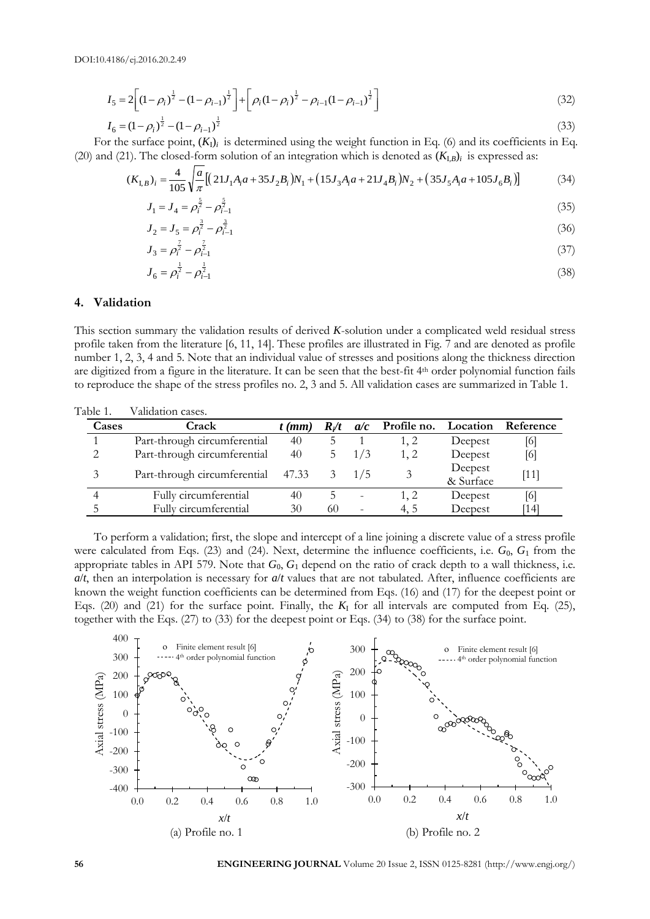DOI:10.4186/ej.2016.20.2.49

$$I_5 = 2\left[(1-\rho_i)^{\frac{1}{2}} - (1-\rho_{i-1})^{\frac{1}{2}}\right] + \left[\rho_i(1-\rho_i)^{\frac{1}{2}} - \rho_{i-1}(1-\rho_{i-1})^{\frac{1}{2}}\right] \tag{32}$$

$$I_6 = (1-\rho_i)^{\frac{1}{2}} - (1-\rho_{i-1})^{\frac{1}{2}} \tag{33}$$

For the surface point, $(K_I)_i$ is determined using the weight function in Eq. (6) and its coefficients in Eq. (20) and (21). The closed-form solution of an integration which is denoted as $(K_{I,B})_i$ is expressed as:

$$(K_{I,B})_i = \frac{4}{105}\sqrt{\frac{a}{\pi}}\left[\left(21J_1A_ia + 35J_2B_i\right)N_1 + \left(15J_3A_ia + 21J_4B_i\right)N_2 + \left(35J_5A_ia + 105J_6B_i\right)\right] \tag{34}$$

$$J_1 = J_4 = \rho_i^{\frac{5}{2}} - \rho_{i-1}^{\frac{5}{2}} \tag{35}$$

$$J_2 = J_5 = \rho_i^{\frac{3}{2}} - \rho_{i-1}^{\frac{3}{2}} \tag{36}$$

$$J_3 = \rho_i^{\frac{7}{2}} - \rho_{i-1}^{\frac{7}{2}} \tag{37}$$

$$J_6 = \rho_i^{\frac{1}{2}} - \rho_{i-1}^{\frac{1}{2}} \tag{38}$$

## 4. Validation

This section summary the validation results of derived *K*-solution under a complicated weld residual stress profile taken from the literature [6, 11, 14]. These profiles are illustrated in Fig. 7 and are denoted as profile number 1, 2, 3, 4 and 5. Note that an individual value of stresses and positions along the thickness direction are digitized from a figure in the literature. It can be seen that the best-fit 4th order polynomial function fails to reproduce the shape of the stress profiles no. 2, 3 and 5. All validation cases are summarized in Table 1.

Table 1. Validation cases.

| Cases | Crack | *t (mm)* | $R_i/t$ | $a/c$ | Profile no. | Location | Reference |
|---|---|---|---|---|---|---|---|
| 1 | Part-through circumferential | 40 | 5 | 1 | 1, 2 | Deepest | [6] |
| 2 | Part-through circumferential | 40 | 5 | 1/3 | 1, 2 | Deepest | [6] |
| 3 | Part-through circumferential | 47.33 | 3 | 1/5 | 3 | Deepest & Surface | [11] |
| 4 | Fully circumferential | 40 | 5 | - | 1, 2 | Deepest | [6] |
| 5 | Fully circumferential | 30 | 60 | - | 4, 5 | Deepest | [14] |

To perform a validation; first, the slope and intercept of a line joining a discrete value of a stress profile were calculated from Eqs. (23) and (24). Next, determine the influence coefficients, i.e. $G_0$, $G_1$ from the appropriate tables in API 579. Note that $G_0$, $G_1$ depend on the ratio of crack depth to a wall thickness, i.e. $a/t$, then an interpolation is necessary for $a/t$ values that are not tabulated. After, influence coefficients are known the weight function coefficients can be determined from Eqs. (16) and (17) for the deepest point or Eqs. (20) and (21) for the surface point. Finally, the $K_I$ for all intervals are computed from Eq. (25), together with the Eqs. (27) to (33) for the deepest point or Eqs. (34) to (38) for the surface point.

(a) Profile no. 1

(b) Profile no. 2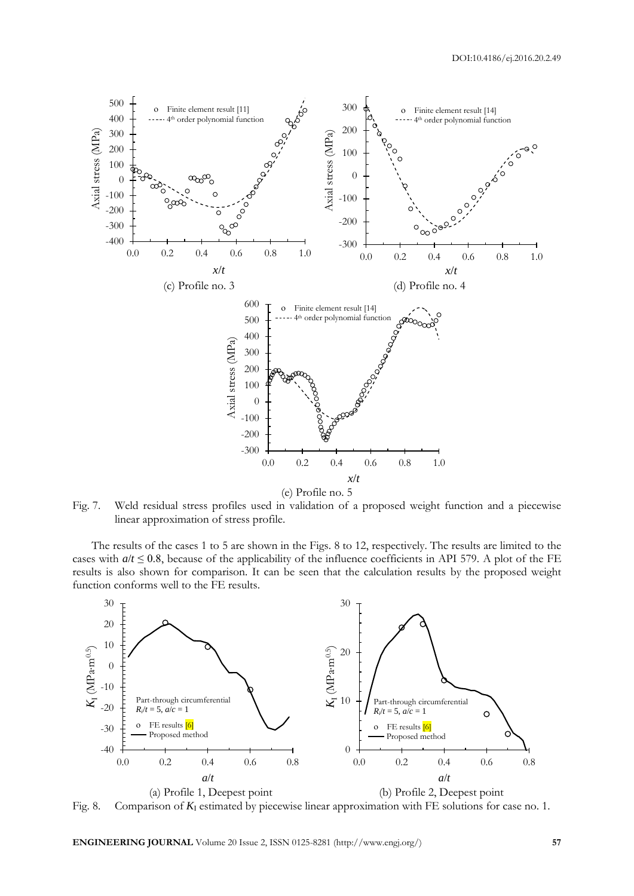(c) Profile no. 3

(d) Profile no. 4

(e) Profile no. 5

Fig. 7. Weld residual stress profiles used in validation of a proposed weight function and a piecewise linear approximation of stress profile.

The results of the cases 1 to 5 are shown in the Figs. 8 to 12, respectively. The results are limited to the cases with $a/t \leq 0.8$, because of the applicability of the influence coefficients in API 579. A plot of the FE results is also shown for comparison. It can be seen that the calculation results by the proposed weight function conforms well to the FE results.

(a) Profile 1, Deepest point

(b) Profile 2, Deepest point

Fig. 8. Comparison of $K_I$ estimated by piecewise linear approximation with FE solutions for case no. 1.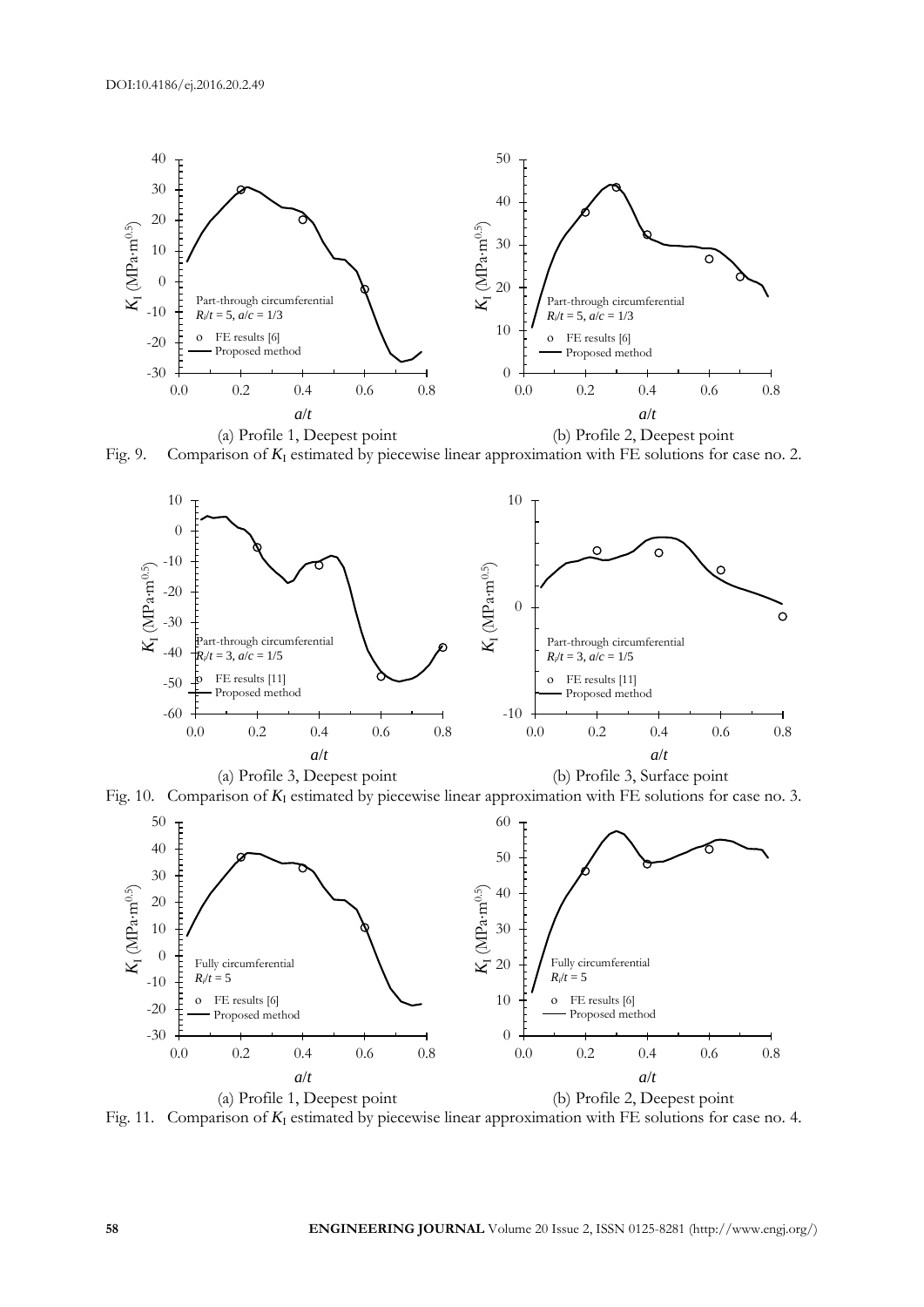(a) Profile 1, Deepest point

(b) Profile 2, Deepest point

Fig. 9. Comparison of $K_I$ estimated by piecewise linear approximation with FE solutions for case no. 2.

(a) Profile 3, Deepest point

(b) Profile 3, Surface point

Fig. 10. Comparison of $K_I$ estimated by piecewise linear approximation with FE solutions for case no. 3.

(a) Profile 1, Deepest point

(b) Profile 2, Deepest point

Fig. 11. Comparison of $K_I$ estimated by piecewise linear approximation with FE solutions for case no. 4.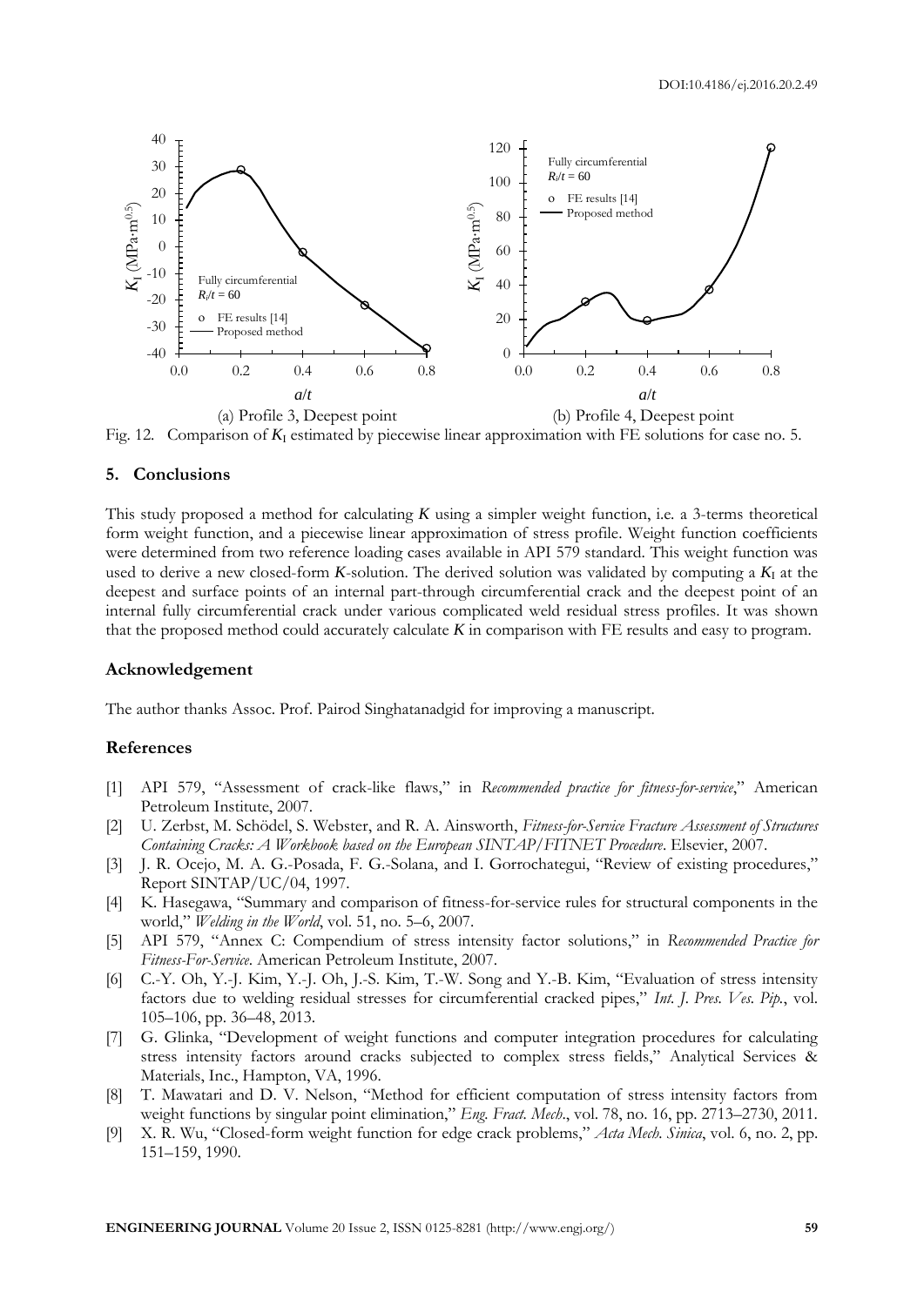(a) Profile 3, Deepest point

(b) Profile 4, Deepest point

Fig. 12. Comparison of $K_I$ estimated by piecewise linear approximation with FE solutions for case no. 5.

## 5. Conclusions

This study proposed a method for calculating $K$ using a simpler weight function, i.e. a 3-terms theoretical form weight function, and a piecewise linear approximation of stress profile. Weight function coefficients were determined from two reference loading cases available in API 579 standard. This weight function was used to derive a new closed-form $K$-solution. The derived solution was validated by computing a $K_I$ at the deepest and surface points of an internal part-through circumferential crack and the deepest point of an internal fully circumferential crack under various complicated weld residual stress profiles. It was shown that the proposed method could accurately calculate $K$ in comparison with FE results and easy to program.

### Acknowledgement

The author thanks Assoc. Prof. Pairod Singhatanadgid for improving a manuscript.

### References

[1] API 579, "Assessment of crack-like flaws," in *Recommended practice for fitness-for-service*," American Petroleum Institute, 2007.

[2] U. Zerbst, M. Schödel, S. Webster, and R. A. Ainsworth, *Fitness-for-Service Fracture Assessment of Structures Containing Cracks: A Workbook based on the European SINTAP/FITNET Procedure*. Elsevier, 2007.

[3] J. R. Ocejo, M. A. G.-Posada, F. G.-Solana, and I. Gorrochategui, "Review of existing procedures," Report SINTAP/UC/04, 1997.

[4] K. Hasegawa, "Summary and comparison of fitness-for-service rules for structural components in the world," *Welding in the World*, vol. 51, no. 5–6, 2007.

[5] API 579, "Annex C: Compendium of stress intensity factor solutions," in *Recommended Practice for Fitness-For-Service*. American Petroleum Institute, 2007.

[6] C.-Y. Oh, Y.-J. Kim, Y.-J. Oh, J.-S. Kim, T.-W. Song and Y.-B. Kim, "Evaluation of stress intensity factors due to welding residual stresses for circumferential cracked pipes," *Int. J. Pres. Ves. Pip.*, vol. 105–106, pp. 36–48, 2013.

[7] G. Glinka, "Development of weight functions and computer integration procedures for calculating stress intensity factors around cracks subjected to complex stress fields," Analytical Services & Materials, Inc., Hampton, VA, 1996.

[8] T. Mawatari and D. V. Nelson, "Method for efficient computation of stress intensity factors from weight functions by singular point elimination," *Eng. Fract. Mech.*, vol. 78, no. 16, pp. 2713–2730, 2011.

[9] X. R. Wu, "Closed-form weight function for edge crack problems," *Acta Mech. Sinica*, vol. 6, no. 2, pp. 151–159, 1990.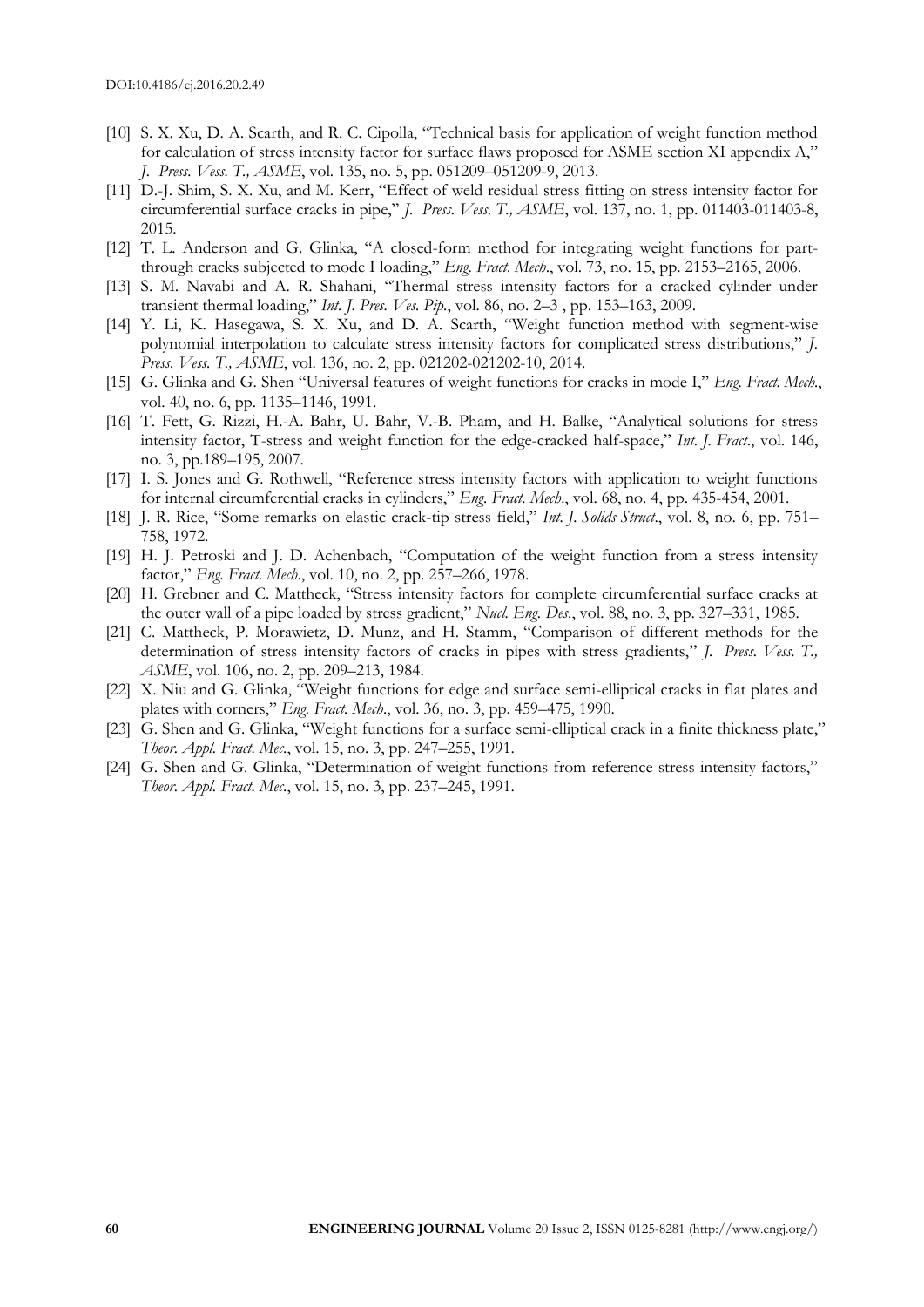[10] S. X. Xu, D. A. Scarth, and R. C. Cipolla, "Technical basis for application of weight function method for calculation of stress intensity factor for surface flaws proposed for ASME section XI appendix A," *J. Press. Vess. T., ASME*, vol. 135, no. 5, pp. 051209–051209-9, 2013.

[11] D.-J. Shim, S. X. Xu, and M. Kerr, "Effect of weld residual stress fitting on stress intensity factor for circumferential surface cracks in pipe," *J. Press. Vess. T., ASME*, vol. 137, no. 1, pp. 011403-011403-8, 2015.

[12] T. L. Anderson and G. Glinka, "A closed-form method for integrating weight functions for part-through cracks subjected to mode I loading," *Eng. Fract. Mech.*, vol. 73, no. 15, pp. 2153–2165, 2006.

[13] S. M. Navabi and A. R. Shahani, "Thermal stress intensity factors for a cracked cylinder under transient thermal loading," *Int. J. Pres. Ves. Pip.*, vol. 86, no. 2–3 , pp. 153–163, 2009.

[14] Y. Li, K. Hasegawa, S. X. Xu, and D. A. Scarth, "Weight function method with segment-wise polynomial interpolation to calculate stress intensity factors for complicated stress distributions," *J. Press. Vess. T., ASME*, vol. 136, no. 2, pp. 021202-021202-10, 2014.

[15] G. Glinka and G. Shen "Universal features of weight functions for cracks in mode I," *Eng. Fract. Mech.*, vol. 40, no. 6, pp. 1135–1146, 1991.

[16] T. Fett, G. Rizzi, H.-A. Bahr, U. Bahr, V.-B. Pham, and H. Balke, "Analytical solutions for stress intensity factor, T-stress and weight function for the edge-cracked half-space," *Int. J. Fract.*, vol. 146, no. 3, pp.189–195, 2007.

[17] I. S. Jones and G. Rothwell, "Reference stress intensity factors with application to weight functions for internal circumferential cracks in cylinders," *Eng. Fract. Mech.*, vol. 68, no. 4, pp. 435-454, 2001.

[18] J. R. Rice, "Some remarks on elastic crack-tip stress field," *Int. J. Solids Struct.*, vol. 8, no. 6, pp. 751–758, 1972.

[19] H. J. Petroski and J. D. Achenbach, "Computation of the weight function from a stress intensity factor," *Eng. Fract. Mech.*, vol. 10, no. 2, pp. 257–266, 1978.

[20] H. Grebner and C. Mattheck, "Stress intensity factors for complete circumferential surface cracks at the outer wall of a pipe loaded by stress gradient," *Nucl. Eng. Des.*, vol. 88, no. 3, pp. 327–331, 1985.

[21] C. Mattheck, P. Morawietz, D. Munz, and H. Stamm, "Comparison of different methods for the determination of stress intensity factors of cracks in pipes with stress gradients," *J. Press. Vess. T., ASME*, vol. 106, no. 2, pp. 209–213, 1984.

[22] X. Niu and G. Glinka, "Weight functions for edge and surface semi-elliptical cracks in flat plates and plates with corners," *Eng. Fract. Mech.*, vol. 36, no. 3, pp. 459–475, 1990.

[23] G. Shen and G. Glinka, "Weight functions for a surface semi-elliptical crack in a finite thickness plate," *Theor. Appl. Fract. Mec.*, vol. 15, no. 3, pp. 247–255, 1991.

[24] G. Shen and G. Glinka, "Determination of weight functions from reference stress intensity factors," *Theor. Appl. Fract. Mec.*, vol. 15, no. 3, pp. 237–245, 1991.